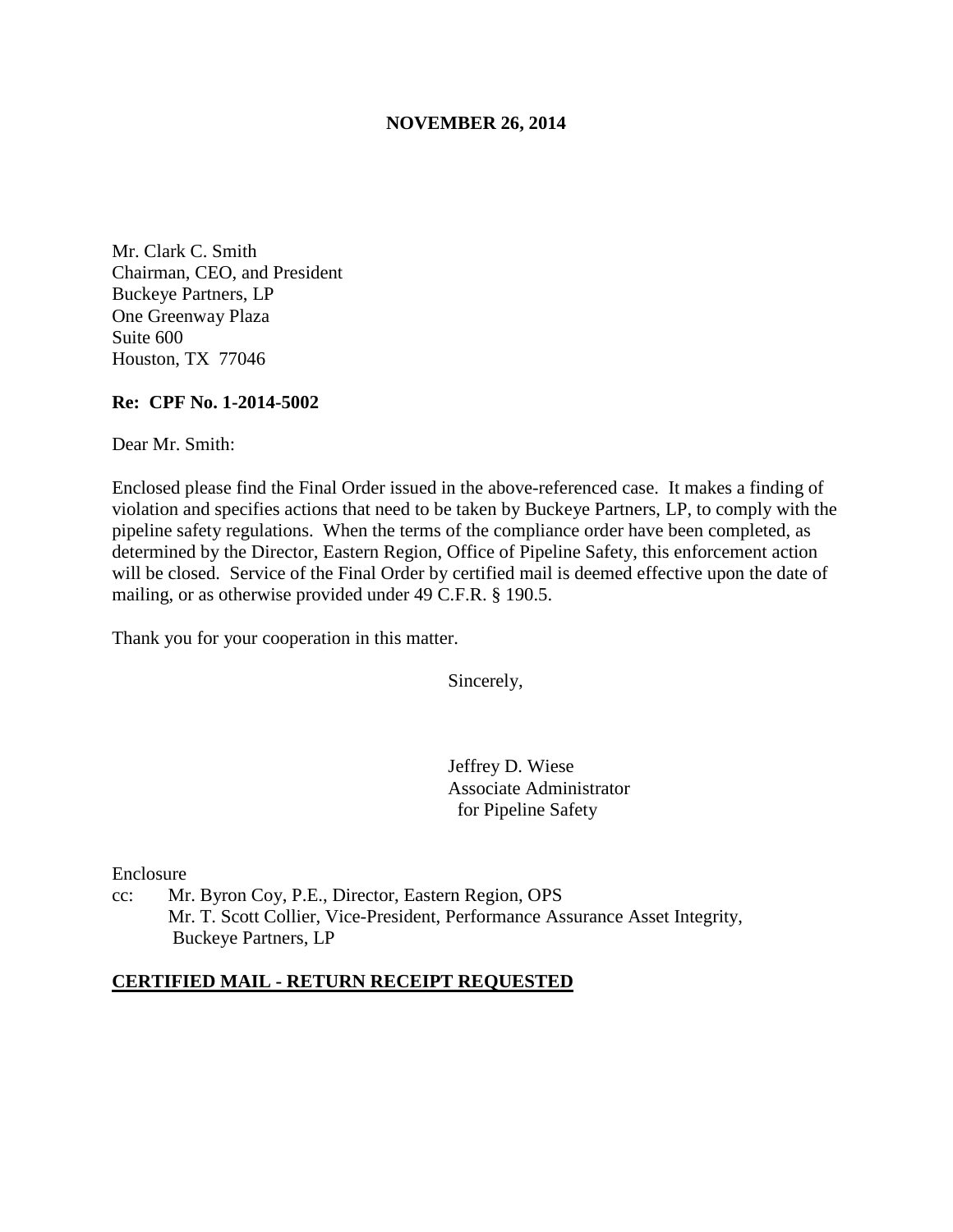**NOVEMBER 26, 2014**

Mr. Clark C. Smith
Chairman, CEO, and President
Buckeye Partners, LP
One Greenway Plaza
Suite 600
Houston, TX 77046

**Re: CPF No. 1-2014-5002**

Dear Mr. Smith:

Enclosed please find the Final Order issued in the above-referenced case. It makes a finding of violation and specifies actions that need to be taken by Buckeye Partners, LP, to comply with the pipeline safety regulations. When the terms of the compliance order have been completed, as determined by the Director, Eastern Region, Office of Pipeline Safety, this enforcement action will be closed. Service of the Final Order by certified mail is deemed effective upon the date of mailing, or as otherwise provided under 49 C.F.R. § 190.5.

Thank you for your cooperation in this matter.

Sincerely,

Jeffrey D. Wiese
Associate Administrator
for Pipeline Safety

Enclosure

cc: Mr. Byron Coy, P.E., Director, Eastern Region, OPS
Mr. T. Scott Collier, Vice-President, Performance Assurance Asset Integrity, Buckeye Partners, LP

**CERTIFIED MAIL - RETURN RECEIPT REQUESTED**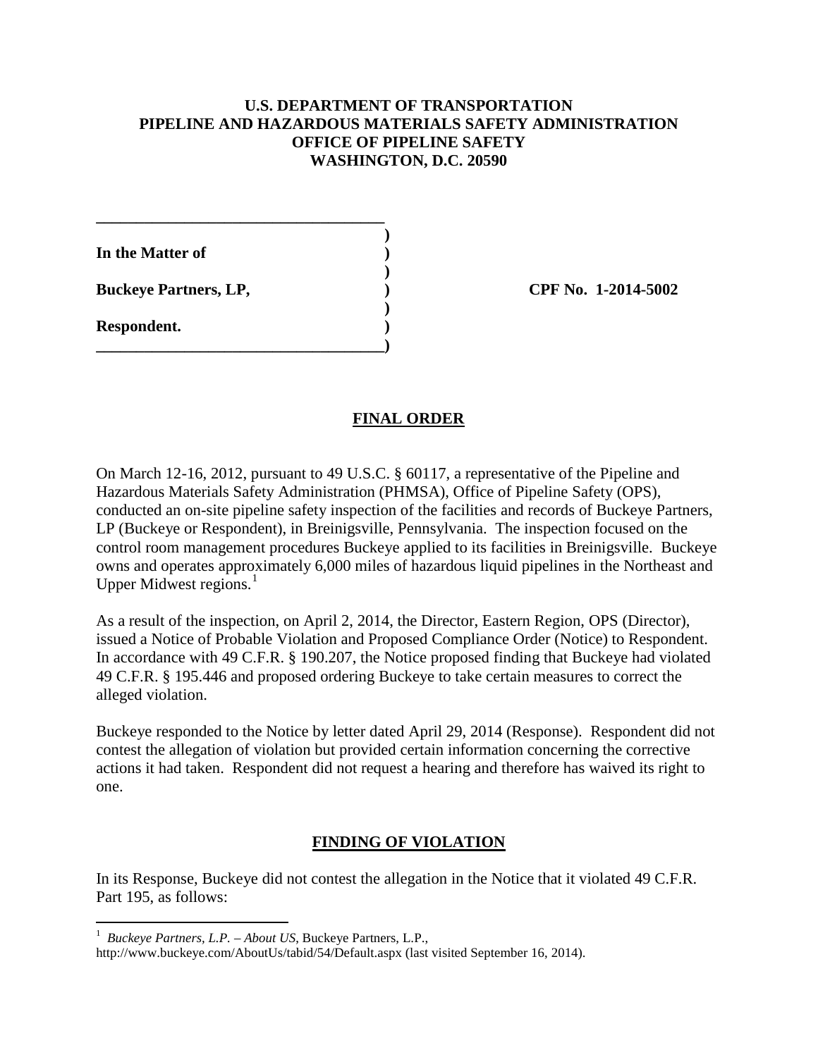**U.S. DEPARTMENT OF TRANSPORTATION**
**PIPELINE AND HAZARDOUS MATERIALS SAFETY ADMINISTRATION**
**OFFICE OF PIPELINE SAFETY**
**WASHINGTON, D.C. 20590**

| | |
|---|---|
| **In the Matter of** | |
| **Buckeye Partners, LP,** | **CPF No. 1-2014-5002** |
| **Respondent.** | |

## FINAL ORDER

On March 12-16, 2012, pursuant to 49 U.S.C. § 60117, a representative of the Pipeline and Hazardous Materials Safety Administration (PHMSA), Office of Pipeline Safety (OPS), conducted an on-site pipeline safety inspection of the facilities and records of Buckeye Partners, LP (Buckeye or Respondent), in Breinigsville, Pennsylvania. The inspection focused on the control room management procedures Buckeye applied to its facilities in Breinigsville. Buckeye owns and operates approximately 6,000 miles of hazardous liquid pipelines in the Northeast and Upper Midwest regions.[1]

As a result of the inspection, on April 2, 2014, the Director, Eastern Region, OPS (Director), issued a Notice of Probable Violation and Proposed Compliance Order (Notice) to Respondent. In accordance with 49 C.F.R. § 190.207, the Notice proposed finding that Buckeye had violated 49 C.F.R. § 195.446 and proposed ordering Buckeye to take certain measures to correct the alleged violation.

Buckeye responded to the Notice by letter dated April 29, 2014 (Response). Respondent did not contest the allegation of violation but provided certain information concerning the corrective actions it had taken. Respondent did not request a hearing and therefore has waived its right to one.

## FINDING OF VIOLATION

In its Response, Buckeye did not contest the allegation in the Notice that it violated 49 C.F.R. Part 195, as follows:

[1] *Buckeye Partners, L.P. – About US*, Buckeye Partners, L.P., http://www.buckeye.com/AboutUs/tabid/54/Default.aspx (last visited September 16, 2014).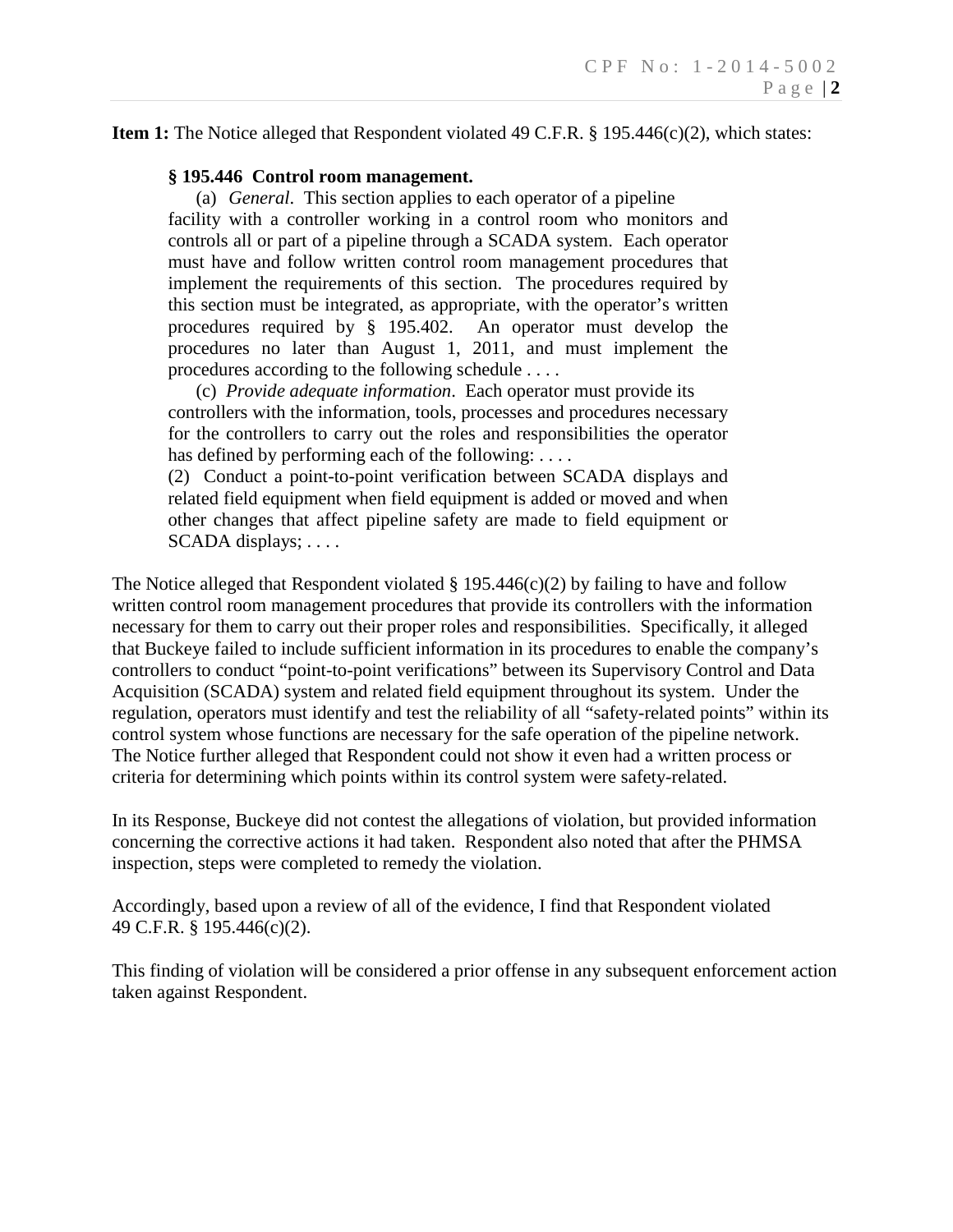**Item 1:** The Notice alleged that Respondent violated 49 C.F.R. § 195.446(c)(2), which states:

> **§ 195.446 Control room management.**
>
> (a) *General*. This section applies to each operator of a pipeline facility with a controller working in a control room who monitors and controls all or part of a pipeline through a SCADA system. Each operator must have and follow written control room management procedures that implement the requirements of this section. The procedures required by this section must be integrated, as appropriate, with the operator's written procedures required by § 195.402. An operator must develop the procedures no later than August 1, 2011, and must implement the procedures according to the following schedule . . . .
>
> (c) *Provide adequate information*. Each operator must provide its controllers with the information, tools, processes and procedures necessary for the controllers to carry out the roles and responsibilities the operator has defined by performing each of the following: . . . .
>
> (2) Conduct a point-to-point verification between SCADA displays and related field equipment when field equipment is added or moved and when other changes that affect pipeline safety are made to field equipment or SCADA displays; . . . .

The Notice alleged that Respondent violated § 195.446(c)(2) by failing to have and follow written control room management procedures that provide its controllers with the information necessary for them to carry out their proper roles and responsibilities. Specifically, it alleged that Buckeye failed to include sufficient information in its procedures to enable the company's controllers to conduct "point-to-point verifications" between its Supervisory Control and Data Acquisition (SCADA) system and related field equipment throughout its system. Under the regulation, operators must identify and test the reliability of all "safety-related points" within its control system whose functions are necessary for the safe operation of the pipeline network. The Notice further alleged that Respondent could not show it even had a written process or criteria for determining which points within its control system were safety-related.

In its Response, Buckeye did not contest the allegations of violation, but provided information concerning the corrective actions it had taken. Respondent also noted that after the PHMSA inspection, steps were completed to remedy the violation.

Accordingly, based upon a review of all of the evidence, I find that Respondent violated 49 C.F.R. § 195.446(c)(2).

This finding of violation will be considered a prior offense in any subsequent enforcement action taken against Respondent.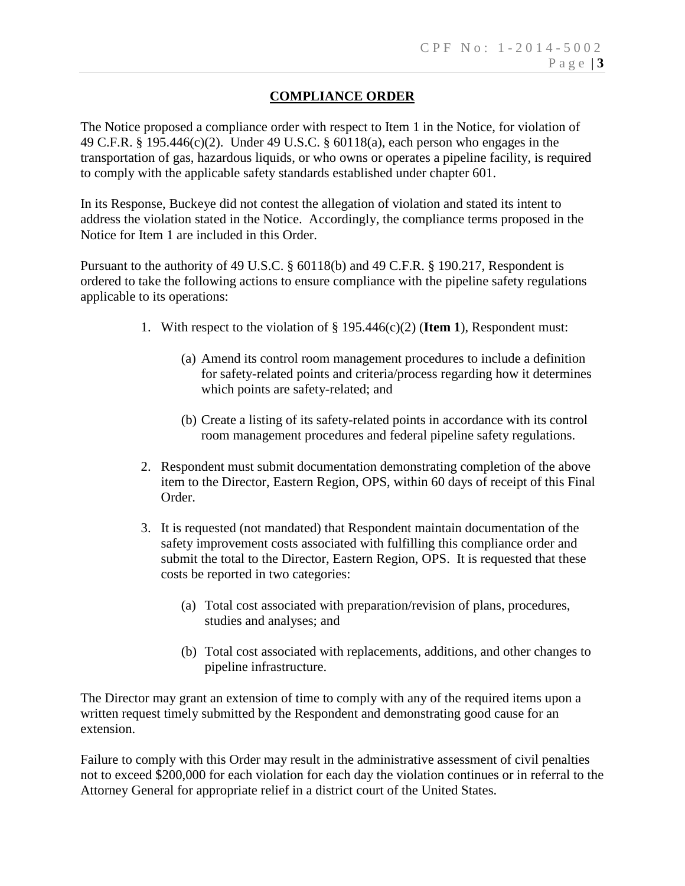## COMPLIANCE ORDER

The Notice proposed a compliance order with respect to Item 1 in the Notice, for violation of 49 C.F.R. § 195.446(c)(2). Under 49 U.S.C. § 60118(a), each person who engages in the transportation of gas, hazardous liquids, or who owns or operates a pipeline facility, is required to comply with the applicable safety standards established under chapter 601.

In its Response, Buckeye did not contest the allegation of violation and stated its intent to address the violation stated in the Notice. Accordingly, the compliance terms proposed in the Notice for Item 1 are included in this Order.

Pursuant to the authority of 49 U.S.C. § 60118(b) and 49 C.F.R. § 190.217, Respondent is ordered to take the following actions to ensure compliance with the pipeline safety regulations applicable to its operations:

1. With respect to the violation of § 195.446(c)(2) (**Item 1**), Respondent must:

   (a) Amend its control room management procedures to include a definition for safety-related points and criteria/process regarding how it determines which points are safety-related; and

   (b) Create a listing of its safety-related points in accordance with its control room management procedures and federal pipeline safety regulations.

2. Respondent must submit documentation demonstrating completion of the above item to the Director, Eastern Region, OPS, within 60 days of receipt of this Final Order.

3. It is requested (not mandated) that Respondent maintain documentation of the safety improvement costs associated with fulfilling this compliance order and submit the total to the Director, Eastern Region, OPS. It is requested that these costs be reported in two categories:

   (a) Total cost associated with preparation/revision of plans, procedures, studies and analyses; and

   (b) Total cost associated with replacements, additions, and other changes to pipeline infrastructure.

The Director may grant an extension of time to comply with any of the required items upon a written request timely submitted by the Respondent and demonstrating good cause for an extension.

Failure to comply with this Order may result in the administrative assessment of civil penalties not to exceed $200,000 for each violation for each day the violation continues or in referral to the Attorney General for appropriate relief in a district court of the United States.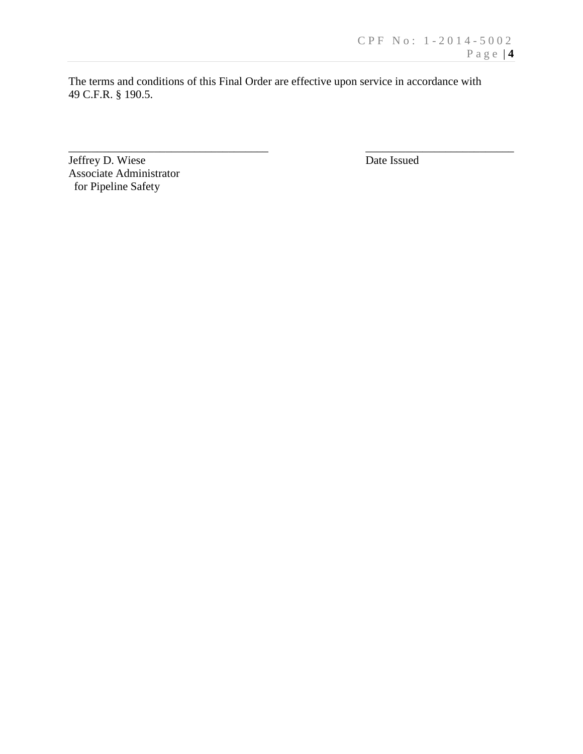The terms and conditions of this Final Order are effective upon service in accordance with 49 C.F.R. § 190.5.

\_\_\_\_\_\_\_\_\_\_\_\_\_\_\_\_\_\_\_\_\_\_\_\_\_\_\_\_\_\_\_\_\_\_\_\_
Jeffrey D. Wiese
Associate Administrator
for Pipeline Safety

\_\_\_\_\_\_\_\_\_\_\_\_\_\_\_\_\_\_\_\_\_\_\_\_\_\_\_
Date Issued